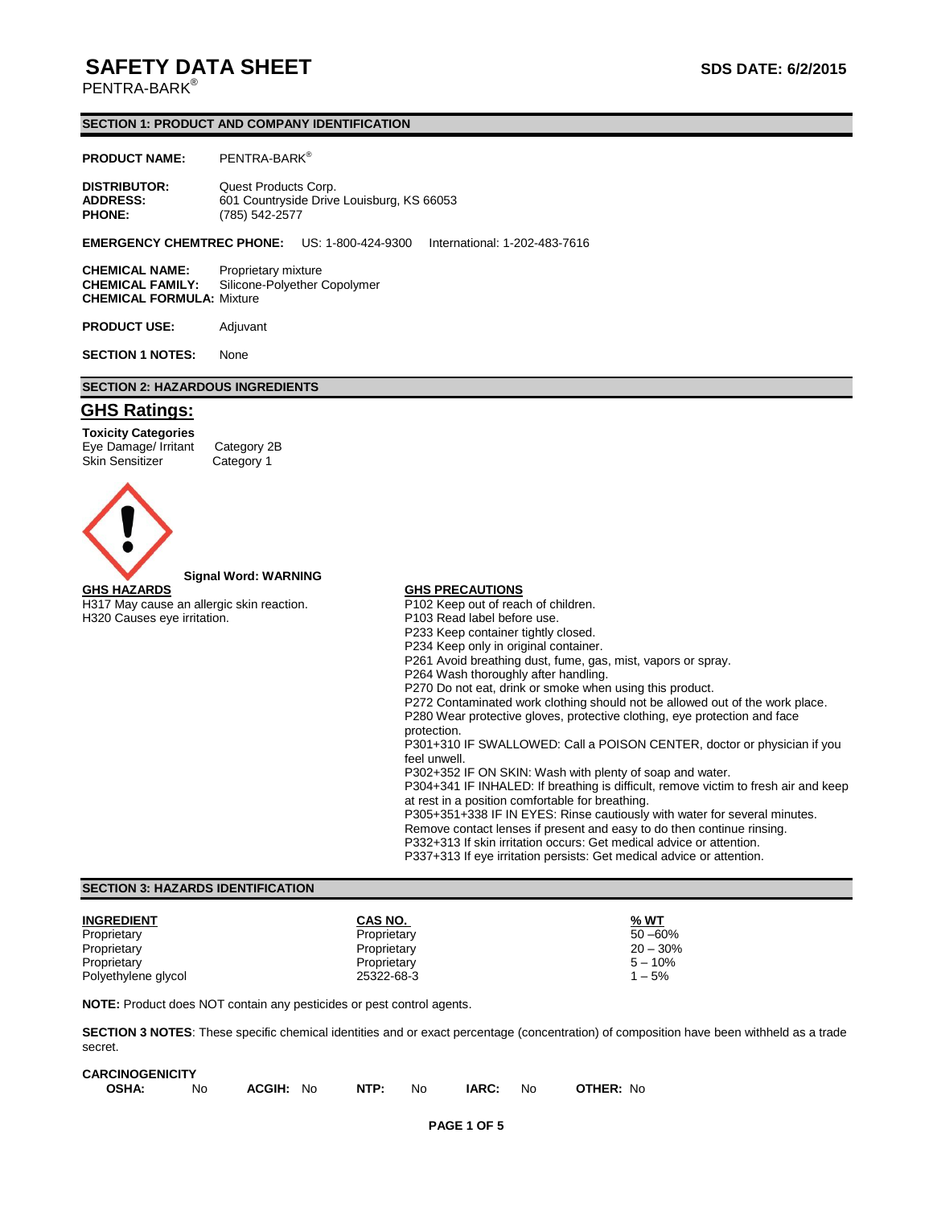# SAFETY DATA SHEET

**SDS DATE: 6/2/2015**

PENTRA-BARK®

## SECTION 1: PRODUCT AND COMPANY IDENTIFICATION

**PRODUCT NAME:** PENTRA-BARK®

**DISTRIBUTOR:** Quest Products Corp.
**ADDRESS:** 601 Countryside Drive Louisburg, KS 66053
**PHONE:** (785) 542-2577

**EMERGENCY CHEMTREC PHONE:** US: 1-800-424-9300 International: 1-202-483-7616

**CHEMICAL NAME:** Proprietary mixture
**CHEMICAL FAMILY:** Silicone-Polyether Copolymer
**CHEMICAL FORMULA:** Mixture

**PRODUCT USE:** Adjuvant

**SECTION 1 NOTES:** None

## SECTION 2: HAZARDOUS INGREDIENTS

### GHS Ratings:

**Toxicity Categories**

| | |
|---|---|
| Eye Damage/ Irritant | Category 2B |
| Skin Sensitizer | Category 1 |

**Signal Word: WARNING**

**GHS HAZARDS**

H317 May cause an allergic skin reaction.
H320 Causes eye irritation.

**GHS PRECAUTIONS**

P102 Keep out of reach of children.
P103 Read label before use.
P233 Keep container tightly closed.
P234 Keep only in original container.
P261 Avoid breathing dust, fume, gas, mist, vapors or spray.
P264 Wash thoroughly after handling.
P270 Do not eat, drink or smoke when using this product.
P272 Contaminated work clothing should not be allowed out of the work place.
P280 Wear protective gloves, protective clothing, eye protection and face protection.
P301+310 IF SWALLOWED: Call a POISON CENTER, doctor or physician if you feel unwell.
P302+352 IF ON SKIN: Wash with plenty of soap and water.
P304+341 IF INHALED: If breathing is difficult, remove victim to fresh air and keep at rest in a position comfortable for breathing.
P305+351+338 IF IN EYES: Rinse cautiously with water for several minutes. Remove contact lenses if present and easy to do then continue rinsing.
P332+313 If skin irritation occurs: Get medical advice or attention.
P337+313 If eye irritation persists: Get medical advice or attention.

## SECTION 3: HAZARDS IDENTIFICATION

| INGREDIENT | CAS NO. | % WT |
|---|---|---|
| Proprietary | Proprietary | 50 –60% |
| Proprietary | Proprietary | 20 – 30% |
| Proprietary | Proprietary | 5 – 10% |
| Polyethylene glycol | 25322-68-3 | 1 – 5% |

**NOTE:** Product does NOT contain any pesticides or pest control agents.

**SECTION 3 NOTES**: These specific chemical identities and or exact percentage (concentration) of composition have been withheld as a trade secret.

**CARCINOGENICITY**

| OSHA: | ACGIH: | NTP: | IARC: | OTHER: |
|---|---|---|---|---|
| No | No | No | No | No |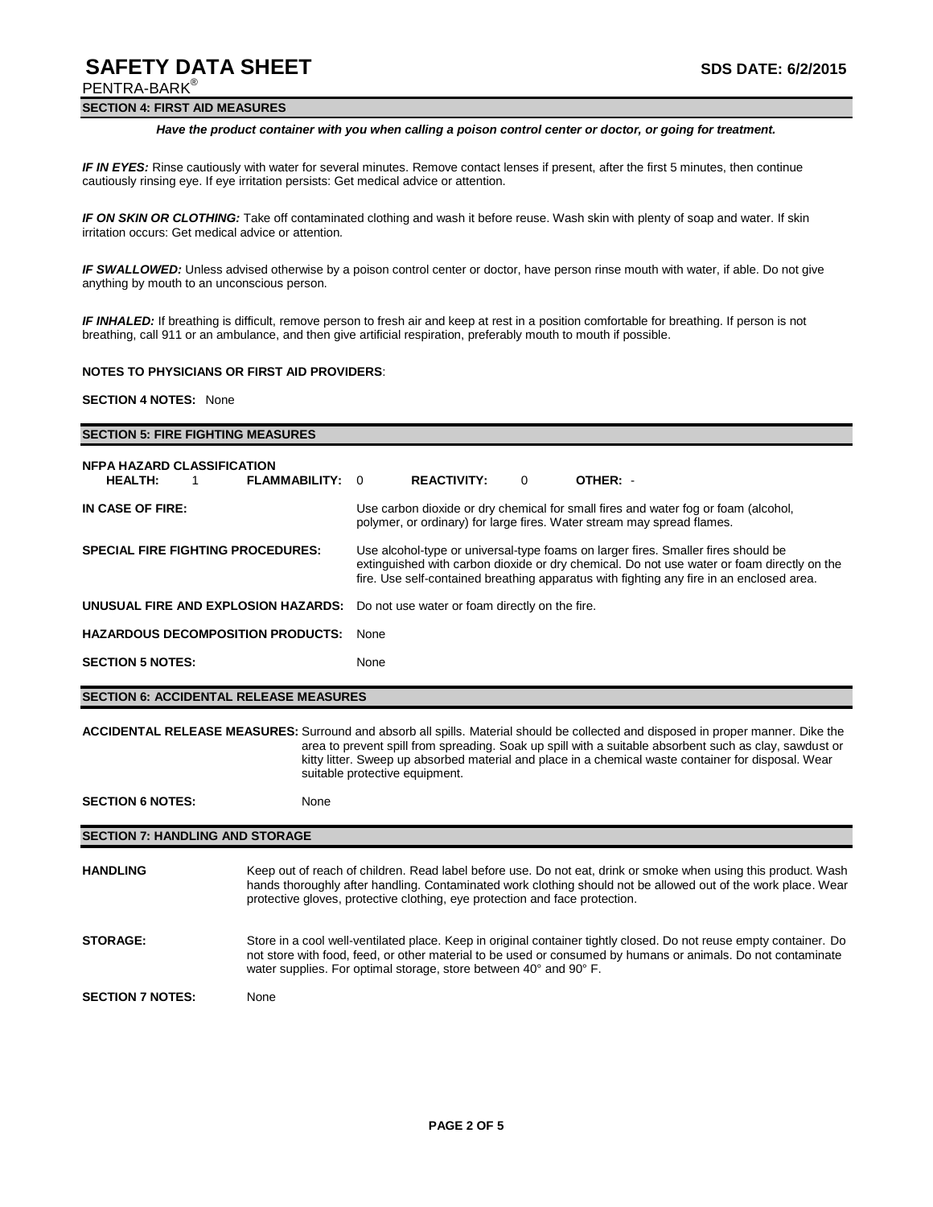## SECTION 4: FIRST AID MEASURES

***Have the product container with you when calling a poison control center or doctor, or going for treatment.***

***IF IN EYES:*** Rinse cautiously with water for several minutes. Remove contact lenses if present, after the first 5 minutes, then continue cautiously rinsing eye. If eye irritation persists: Get medical advice or attention.

***IF ON SKIN OR CLOTHING:*** Take off contaminated clothing and wash it before reuse. Wash skin with plenty of soap and water. If skin irritation occurs: Get medical advice or attention.

***IF SWALLOWED:*** Unless advised otherwise by a poison control center or doctor, have person rinse mouth with water, if able. Do not give anything by mouth to an unconscious person.

***IF INHALED:*** If breathing is difficult, remove person to fresh air and keep at rest in a position comfortable for breathing. If person is not breathing, call 911 or an ambulance, and then give artificial respiration, preferably mouth to mouth if possible.

**NOTES TO PHYSICIANS OR FIRST AID PROVIDERS**:

**SECTION 4 NOTES:** None

## SECTION 5: FIRE FIGHTING MEASURES

**NFPA HAZARD CLASSIFICATION**

**HEALTH:** 1 **FLAMMABILITY:** 0 **REACTIVITY:** 0 **OTHER:** -

**IN CASE OF FIRE:** Use carbon dioxide or dry chemical for small fires and water fog or foam (alcohol, polymer, or ordinary) for large fires. Water stream may spread flames.

**SPECIAL FIRE FIGHTING PROCEDURES:** Use alcohol-type or universal-type foams on larger fires. Smaller fires should be extinguished with carbon dioxide or dry chemical. Do not use water or foam directly on the fire. Use self-contained breathing apparatus with fighting any fire in an enclosed area.

**UNUSUAL FIRE AND EXPLOSION HAZARDS:** Do not use water or foam directly on the fire.

**HAZARDOUS DECOMPOSITION PRODUCTS:** None

**SECTION 5 NOTES:** None

## SECTION 6: ACCIDENTAL RELEASE MEASURES

**ACCIDENTAL RELEASE MEASURES:** Surround and absorb all spills. Material should be collected and disposed in proper manner. Dike the area to prevent spill from spreading. Soak up spill with a suitable absorbent such as clay, sawdust or kitty litter. Sweep up absorbed material and place in a chemical waste container for disposal. Wear suitable protective equipment.

**SECTION 6 NOTES:** None

## SECTION 7: HANDLING AND STORAGE

**HANDLING** Keep out of reach of children. Read label before use. Do not eat, drink or smoke when using this product. Wash hands thoroughly after handling. Contaminated work clothing should not be allowed out of the work place. Wear protective gloves, protective clothing, eye protection and face protection.

**STORAGE:** Store in a cool well-ventilated place. Keep in original container tightly closed. Do not reuse empty container. Do not store with food, feed, or other material to be used or consumed by humans or animals. Do not contaminate water supplies. For optimal storage, store between 40° and 90° F.

**SECTION 7 NOTES:** None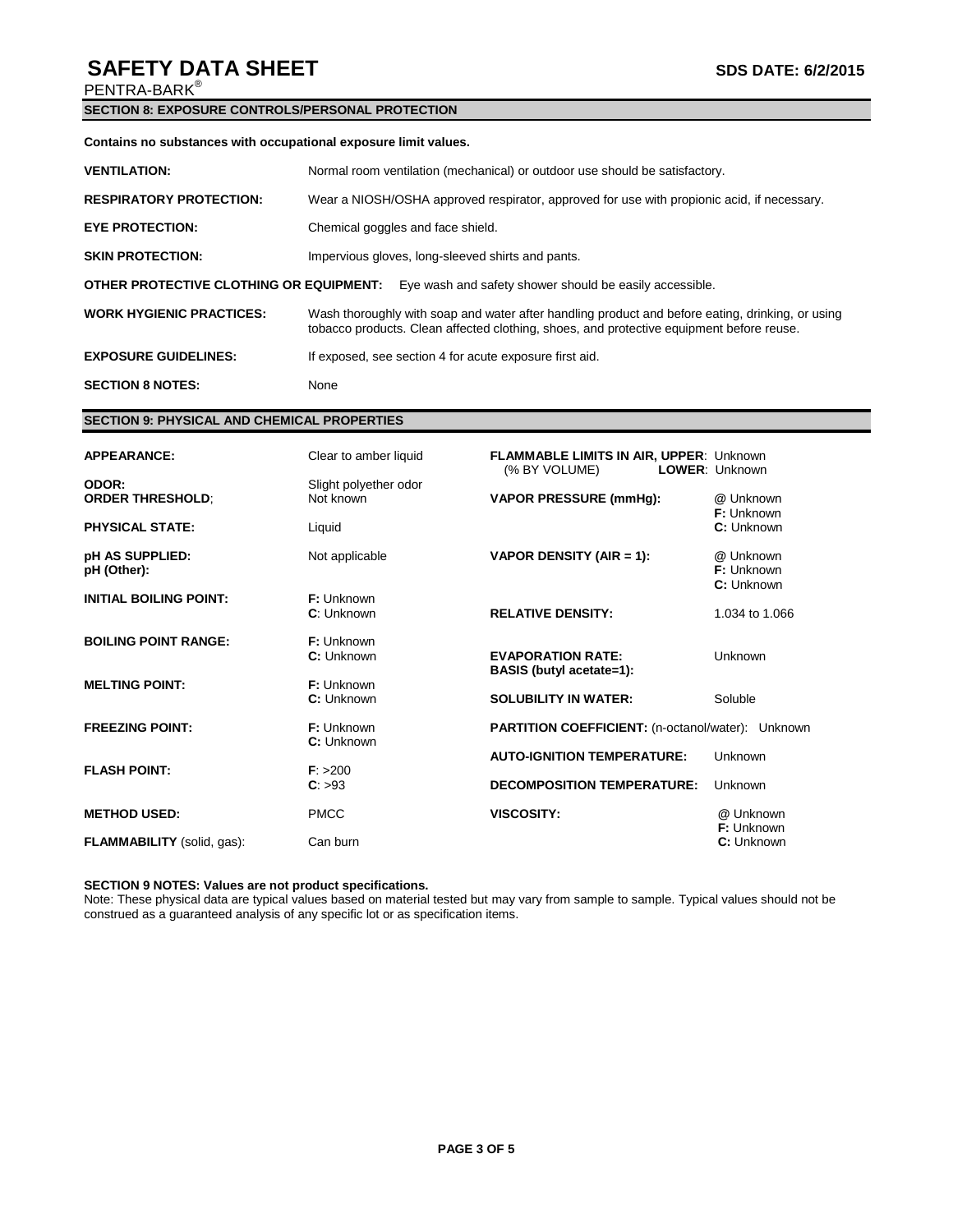## SECTION 8: EXPOSURE CONTROLS/PERSONAL PROTECTION

**Contains no substances with occupational exposure limit values.**

**VENTILATION:** Normal room ventilation (mechanical) or outdoor use should be satisfactory.

**RESPIRATORY PROTECTION:** Wear a NIOSH/OSHA approved respirator, approved for use with propionic acid, if necessary.

**EYE PROTECTION:** Chemical goggles and face shield.

**SKIN PROTECTION:** Impervious gloves, long-sleeved shirts and pants.

**OTHER PROTECTIVE CLOTHING OR EQUIPMENT:** Eye wash and safety shower should be easily accessible.

**WORK HYGIENIC PRACTICES:** Wash thoroughly with soap and water after handling product and before eating, drinking, or using tobacco products. Clean affected clothing, shoes, and protective equipment before reuse.

**EXPOSURE GUIDELINES:** If exposed, see section 4 for acute exposure first aid.

**SECTION 8 NOTES:** None

## SECTION 9: PHYSICAL AND CHEMICAL PROPERTIES

| Property | Value |
|---|---|
| **APPEARANCE:** | Clear to amber liquid |
| **ODOR:** | Slight polyether odor |
| **ORDER THRESHOLD**; | Not known |
| **PHYSICAL STATE:** | Liquid |
| **pH AS SUPPLIED:** | Not applicable |
| **pH (Other):** | |
| **INITIAL BOILING POINT:** | **F:** Unknown **C**: Unknown |
| **BOILING POINT RANGE:** | **F:** Unknown **C:** Unknown |
| **MELTING POINT:** | **F:** Unknown **C:** Unknown |
| **FREEZING POINT:** | **F:** Unknown **C:** Unknown |
| **FLASH POINT:** | **F**: >200 **C**: >93 |
| **METHOD USED:** | PMCC |
| **FLAMMABILITY** (solid, gas): | Can burn |
| **FLAMMABLE LIMITS IN AIR,** (% BY VOLUME) | **UPPER**: Unknown **LOWER**: Unknown |
| **VAPOR PRESSURE (mmHg):** | @ Unknown **F:** Unknown **C:** Unknown |
| **VAPOR DENSITY (AIR = 1):** | @ Unknown **F:** Unknown **C:** Unknown |
| **RELATIVE DENSITY:** | 1.034 to 1.066 |
| **EVAPORATION RATE: BASIS (butyl acetate=1):** | Unknown |
| **SOLUBILITY IN WATER:** | Soluble |
| **PARTITION COEFFICIENT:** (n-octanol/water): | Unknown |
| **AUTO-IGNITION TEMPERATURE:** | Unknown |
| **DECOMPOSITION TEMPERATURE:** | Unknown |
| **VISCOSITY:** | @ Unknown **F:** Unknown **C:** Unknown |

**SECTION 9 NOTES: Values are not product specifications.**

Note: These physical data are typical values based on material tested but may vary from sample to sample. Typical values should not be construed as a guaranteed analysis of any specific lot or as specification items.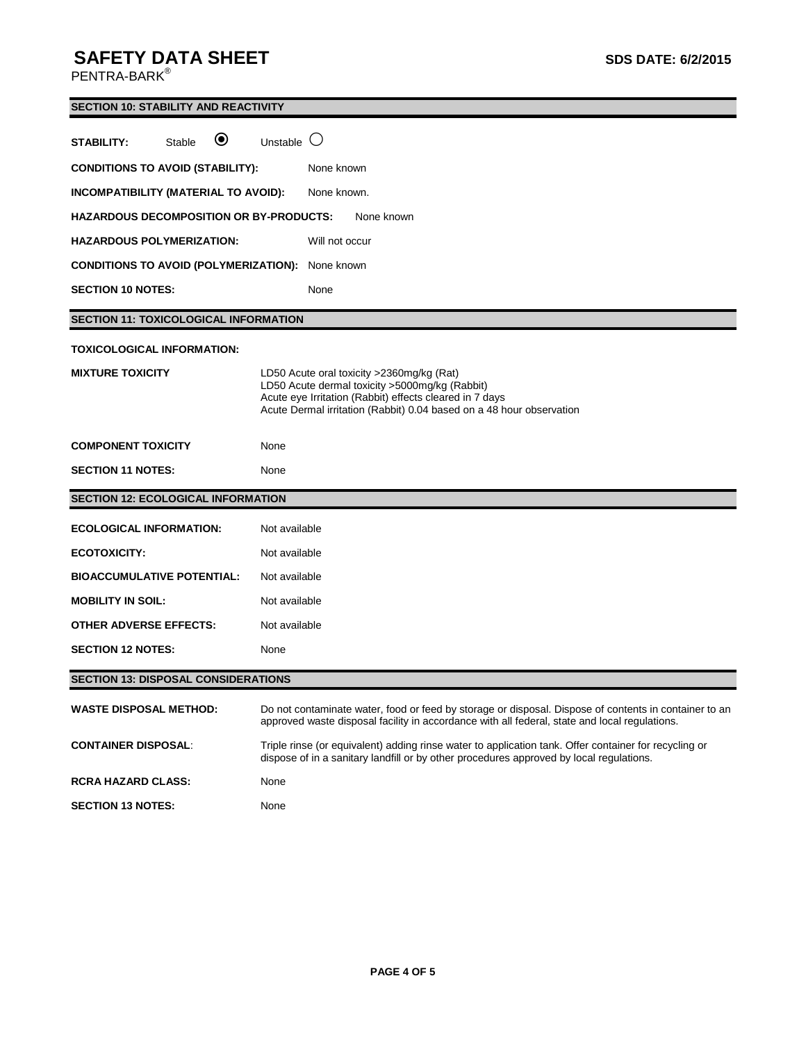## SECTION 10: STABILITY AND REACTIVITY

**STABILITY:** Stable ◉ Unstable ○

**CONDITIONS TO AVOID (STABILITY):** None known

**INCOMPATIBILITY (MATERIAL TO AVOID):** None known.

**HAZARDOUS DECOMPOSITION OR BY-PRODUCTS:** None known

**HAZARDOUS POLYMERIZATION:** Will not occur

**CONDITIONS TO AVOID (POLYMERIZATION):** None known

**SECTION 10 NOTES:** None

## SECTION 11: TOXICOLOGICAL INFORMATION

**TOXICOLOGICAL INFORMATION:**

**MIXTURE TOXICITY**

LD50 Acute oral toxicity >2360mg/kg (Rat)
LD50 Acute dermal toxicity >5000mg/kg (Rabbit)
Acute eye Irritation (Rabbit) effects cleared in 7 days
Acute Dermal irritation (Rabbit) 0.04 based on a 48 hour observation

**COMPONENT TOXICITY** None

**SECTION 11 NOTES:** None

## SECTION 12: ECOLOGICAL INFORMATION

**ECOLOGICAL INFORMATION:** Not available

**ECOTOXICITY:** Not available

**BIOACCUMULATIVE POTENTIAL:** Not available

**MOBILITY IN SOIL:** Not available

**OTHER ADVERSE EFFECTS:** Not available

**SECTION 12 NOTES:** None

## SECTION 13: DISPOSAL CONSIDERATIONS

**WASTE DISPOSAL METHOD:** Do not contaminate water, food or feed by storage or disposal. Dispose of contents in container to an approved waste disposal facility in accordance with all federal, state and local regulations.

**CONTAINER DISPOSAL**: Triple rinse (or equivalent) adding rinse water to application tank. Offer container for recycling or dispose of in a sanitary landfill or by other procedures approved by local regulations.

**RCRA HAZARD CLASS:** None

**SECTION 13 NOTES:** None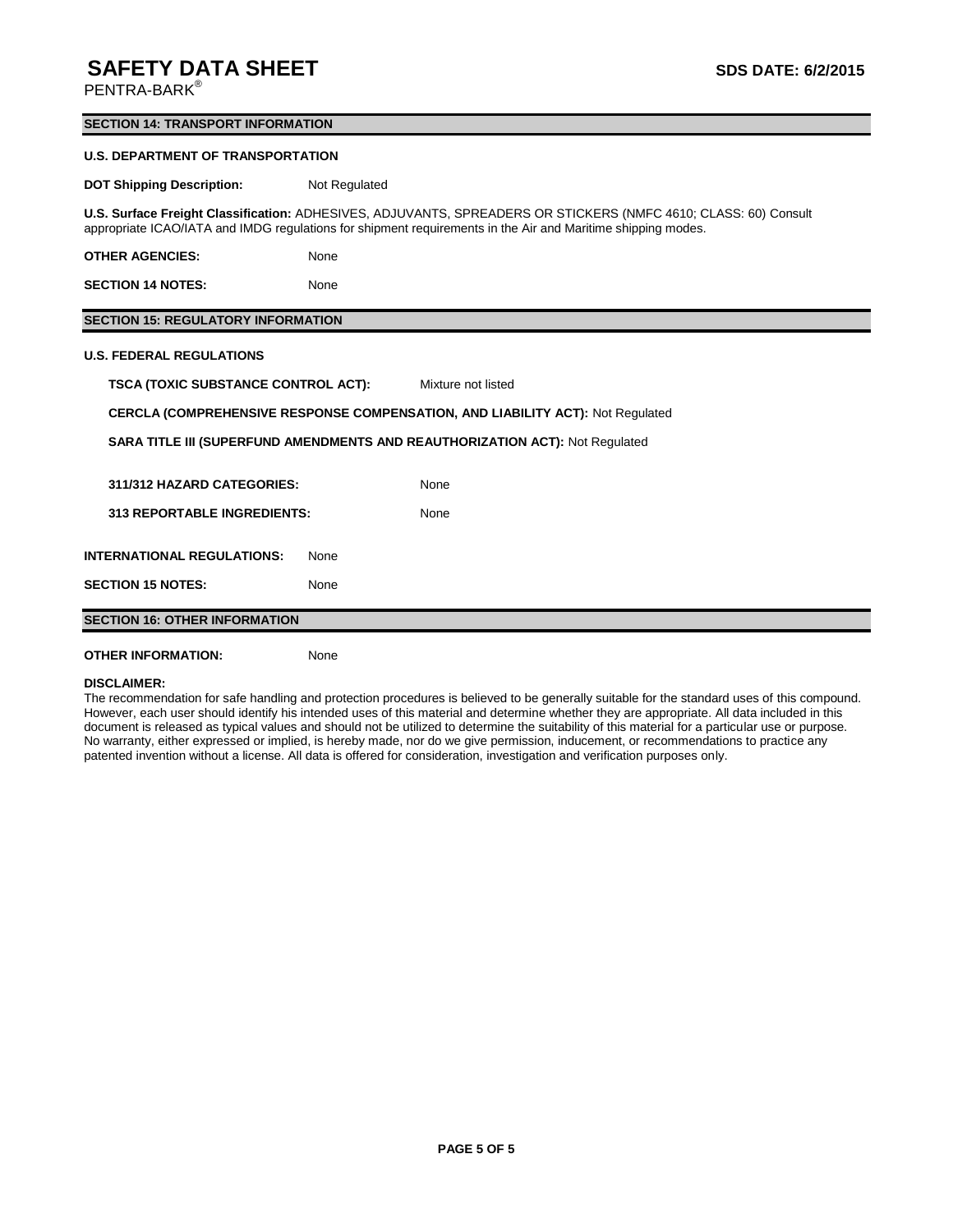## SECTION 14: TRANSPORT INFORMATION

**U.S. DEPARTMENT OF TRANSPORTATION**

**DOT Shipping Description:** Not Regulated

**U.S. Surface Freight Classification:** ADHESIVES, ADJUVANTS, SPREADERS OR STICKERS (NMFC 4610; CLASS: 60) Consult appropriate ICAO/IATA and IMDG regulations for shipment requirements in the Air and Maritime shipping modes.

**OTHER AGENCIES:** None

**SECTION 14 NOTES:** None

## SECTION 15: REGULATORY INFORMATION

**U.S. FEDERAL REGULATIONS**

**TSCA (TOXIC SUBSTANCE CONTROL ACT):** Mixture not listed

**CERCLA (COMPREHENSIVE RESPONSE COMPENSATION, AND LIABILITY ACT):** Not Regulated

**SARA TITLE III (SUPERFUND AMENDMENTS AND REAUTHORIZATION ACT):** Not Regulated

**311/312 HAZARD CATEGORIES:** None

**313 REPORTABLE INGREDIENTS:** None

**INTERNATIONAL REGULATIONS:** None

**SECTION 15 NOTES:** None

## SECTION 16: OTHER INFORMATION

**OTHER INFORMATION:** None

**DISCLAIMER:**
The recommendation for safe handling and protection procedures is believed to be generally suitable for the standard uses of this compound. However, each user should identify his intended uses of this material and determine whether they are appropriate. All data included in this document is released as typical values and should not be utilized to determine the suitability of this material for a particular use or purpose. No warranty, either expressed or implied, is hereby made, nor do we give permission, inducement, or recommendations to practice any patented invention without a license. All data is offered for consideration, investigation and verification purposes only.